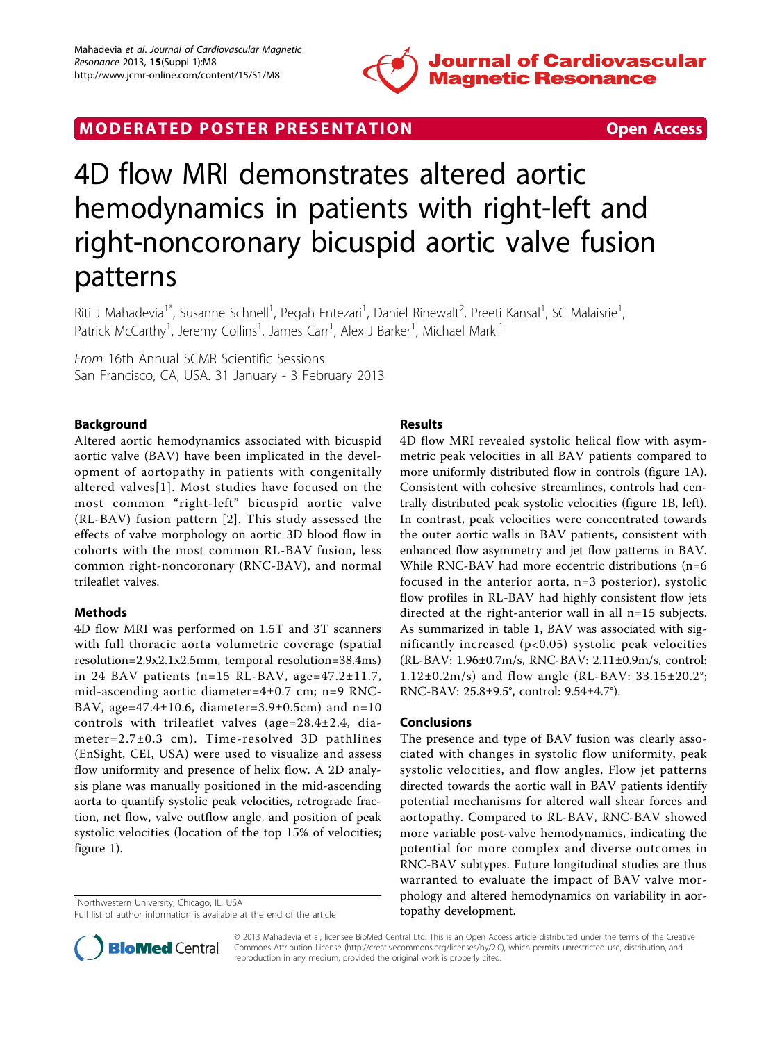## MODERATED POSTER PRESENTATION Open Access

# 4D flow MRI demonstrates altered aortic hemodynamics in patients with right-left and right-noncoronary bicuspid aortic valve fusion patterns

Riti J Mahadevia[1*], Susanne Schnell[1], Pegah Entezari[1], Daniel Rinewalt[2], Preeti Kansal[1], SC Malaisrie[1], Patrick McCarthy[1], Jeremy Collins[1], James Carr[1], Alex J Barker[1], Michael Markl[1]

*From* 16th Annual SCMR Scientific Sessions
San Francisco, CA, USA. 31 January - 3 February 2013

## Background

Altered aortic hemodynamics associated with bicuspid aortic valve (BAV) have been implicated in the development of aortopathy in patients with congenitally altered valves[1]. Most studies have focused on the most common "right-left" bicuspid aortic valve (RL-BAV) fusion pattern [2]. This study assessed the effects of valve morphology on aortic 3D blood flow in cohorts with the most common RL-BAV fusion, less common right-noncoronary (RNC-BAV), and normal trileaflet valves.

## Methods

4D flow MRI was performed on 1.5T and 3T scanners with full thoracic aorta volumetric coverage (spatial resolution=2.9x2.1x2.5mm, temporal resolution=38.4ms) in 24 BAV patients (n=15 RL-BAV, age=47.2±11.7, mid-ascending aortic diameter=4±0.7 cm; n=9 RNC-BAV, age=47.4±10.6, diameter=3.9±0.5cm) and n=10 controls with trileaflet valves (age=28.4±2.4, diameter=2.7±0.3 cm). Time-resolved 3D pathlines (EnSight, CEI, USA) were used to visualize and assess flow uniformity and presence of helix flow. A 2D analysis plane was manually positioned in the mid-ascending aorta to quantify systolic peak velocities, retrograde fraction, net flow, valve outflow angle, and position of peak systolic velocities (location of the top 15% of velocities; figure 1).

## Results

4D flow MRI revealed systolic helical flow with asymmetric peak velocities in all BAV patients compared to more uniformly distributed flow in controls (figure 1A). Consistent with cohesive streamlines, controls had centrally distributed peak systolic velocities (figure 1B, left). In contrast, peak velocities were concentrated towards the outer aortic walls in BAV patients, consistent with enhanced flow asymmetry and jet flow patterns in BAV. While RNC-BAV had more eccentric distributions (n=6 focused in the anterior aorta, n=3 posterior), systolic flow profiles in RL-BAV had highly consistent flow jets directed at the right-anterior wall in all n=15 subjects. As summarized in table 1, BAV was associated with significantly increased ($p<0.05$) systolic peak velocities (RL-BAV: 1.96±0.7m/s, RNC-BAV: 2.11±0.9m/s, control: 1.12±0.2m/s) and flow angle (RL-BAV: 33.15±20.2°; RNC-BAV: 25.8±9.5°, control: 9.54±4.7°).

## Conclusions

The presence and type of BAV fusion was clearly associated with changes in systolic flow uniformity, peak systolic velocities, and flow angles. Flow jet patterns directed towards the aortic wall in BAV patients identify potential mechanisms for altered wall shear forces and aortopathy. Compared to RL-BAV, RNC-BAV showed more variable post-valve hemodynamics, indicating the potential for more complex and diverse outcomes in RNC-BAV subtypes. Future longitudinal studies are thus warranted to evaluate the impact of BAV valve morphology and altered hemodynamics on variability in aortopathy development.

[1]Northwestern University, Chicago, IL, USA
Full list of author information is available at the end of the article

© 2013 Mahadevia et al; licensee BioMed Central Ltd. This is an Open Access article distributed under the terms of the Creative Commons Attribution License (http://creativecommons.org/licenses/by/2.0), which permits unrestricted use, distribution, and reproduction in any medium, provided the original work is properly cited.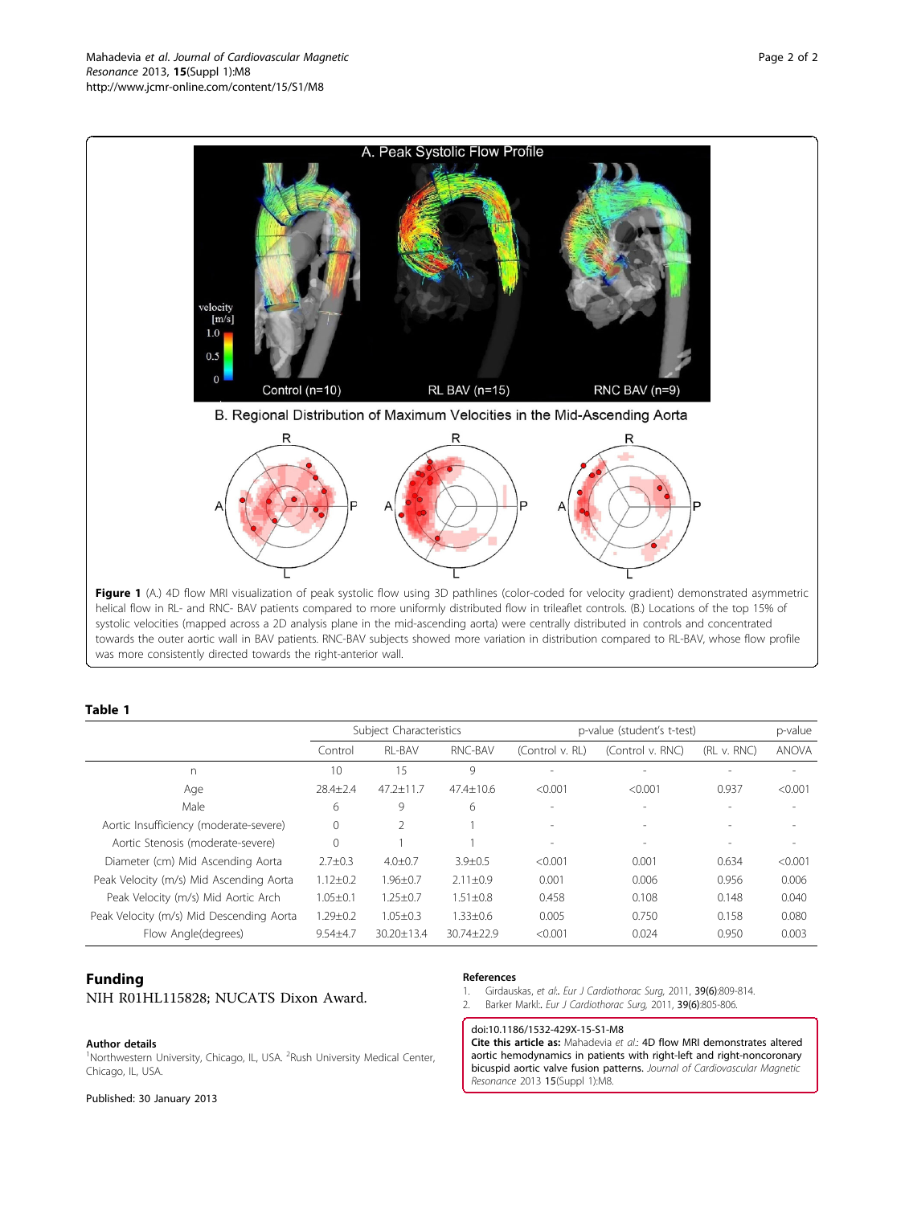A. Peak Systolic Flow Profile

velocity [m/s]
1.0
0.5
0

Control (n=10)

RL BAV (n=15)

RNC BAV (n=9)

B. Regional Distribution of Maximum Velocities in the Mid-Ascending Aorta

R
A
P
L

**Figure 1** (A.) 4D flow MRI visualization of peak systolic flow using 3D pathlines (color-coded for velocity gradient) demonstrated asymmetric helical flow in RL- and RNC- BAV patients compared to more uniformly distributed flow in trileaflet controls. (B.) Locations of the top 15% of systolic velocities (mapped across a 2D analysis plane in the mid-ascending aorta) were centrally distributed in controls and concentrated towards the outer aortic wall in BAV patients. RNC-BAV subjects showed more variation in distribution compared to RL-BAV, whose flow profile was more consistently directed towards the right-anterior wall.

**Table 1**

| | Subject Characteristics | | | p-value (student's t-test) | | | p-value |
|---|---|---|---|---|---|---|---|
| | Control | RL-BAV | RNC-BAV | (Control v. RL) | (Control v. RNC) | (RL v. RNC) | ANOVA |
| n | 10 | 15 | 9 | - | - | - | - |
| Age | 28.4±2.4 | 47.2±11.7 | 47.4±10.6 | <0.001 | <0.001 | 0.937 | <0.001 |
| Male | 6 | 9 | 6 | - | - | - | - |
| Aortic Insufficiency (moderate-severe) | 0 | 2 | 1 | - | - | - | - |
| Aortic Stenosis (moderate-severe) | 0 | 1 | 1 | - | - | - | - |
| Diameter (cm) Mid Ascending Aorta | 2.7±0.3 | 4.0±0.7 | 3.9±0.5 | <0.001 | 0.001 | 0.634 | <0.001 |
| Peak Velocity (m/s) Mid Ascending Aorta | 1.12±0.2 | 1.96±0.7 | 2.11±0.9 | 0.001 | 0.006 | 0.956 | 0.006 |
| Peak Velocity (m/s) Mid Aortic Arch | 1.05±0.1 | 1.25±0.7 | 1.51±0.8 | 0.458 | 0.108 | 0.148 | 0.040 |
| Peak Velocity (m/s) Mid Descending Aorta | 1.29±0.2 | 1.05±0.3 | 1.33±0.6 | 0.005 | 0.750 | 0.158 | 0.080 |
| Flow Angle(degrees) | 9.54±4.7 | 30.20±13.4 | 30.74±22.9 | <0.001 | 0.024 | 0.950 | 0.003 |

## Funding

NIH R01HL115828; NUCATS Dixon Award.

### Author details

[1]Northwestern University, Chicago, IL, USA. [2]Rush University Medical Center, Chicago, IL, USA.

Published: 30 January 2013

### References

1. Girdauskas, *et al*:. *Eur J Cardiothorac Surg*, 2011, **39(6)**:809-814.
2. Barker Markl:. *Eur J Cardiothorac Surg*, 2011, **39(6)**:805-806.

doi:10.1186/1532-429X-15-S1-M8

**Cite this article as:** Mahadevia *et al.*: 4D flow MRI demonstrates altered aortic hemodynamics in patients with right-left and right-noncoronary bicuspid aortic valve fusion patterns. *Journal of Cardiovascular Magnetic Resonance* 2013 **15**(Suppl 1):M8.